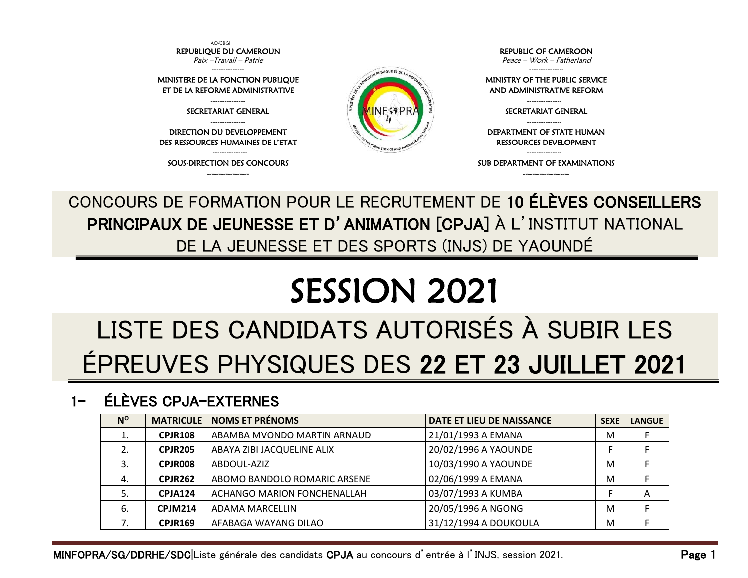AO/CBGI

REPUBLIQUE DU CAMEROUN
*Paix –Travail – Patrie*

MINISTERE DE LA FONCTION PUBLIQUE ET DE LA REFORME ADMINISTRATIVE

SECRETARIAT GENERAL

DIRECTION DU DEVELOPPEMENT DES RESSOURCES HUMAINES DE L'ETAT

SOUS-DIRECTION DES CONCOURS

REPUBLIC OF CAMEROON
*Peace – Work – Fatherland*

MINISTRY OF THE PUBLIC SERVICE AND ADMINISTRATIVE REFORM

SECRETARIAT GENERAL

DEPARTMENT OF STATE HUMAN RESSOURCES DEVELOPMENT

SUB DEPARTMENT OF EXAMINATIONS

CONCOURS DE FORMATION POUR LE RECRUTEMENT DE **10 ÉLÈVES CONSEILLERS PRINCIPAUX DE JEUNESSE ET D'ANIMATION [CPJA]** À L'INSTITUT NATIONAL DE LA JEUNESSE ET DES SPORTS (INJS) DE YAOUNDÉ

# SESSION 2021

# LISTE DES CANDIDATS AUTORISÉS À SUBIR LES ÉPREUVES PHYSIQUES DES **22 ET 23 JUILLET 2021**

## 1- ÉLÈVES CPJA-EXTERNES

| N° | MATRICULE | NOMS ET PRÉNOMS | DATE ET LIEU DE NAISSANCE | SEXE | LANGUE |
|---|---|---|---|---|---|
| 1. | **CPJR108** | ABAMBA MVONDO MARTIN ARNAUD | 21/01/1993 A EMANA | M | F |
| 2. | **CPJR205** | ABAYA ZIBI JACQUELINE ALIX | 20/02/1996 A YAOUNDE | F | F |
| 3. | **CPJR008** | ABDOUL-AZIZ | 10/03/1990 A YAOUNDE | M | F |
| 4. | **CPJR262** | ABOMO BANDOLO ROMARIC ARSENE | 02/06/1999 A EMANA | M | F |
| 5. | **CPJA124** | ACHANGO MARION FONCHENALLAH | 03/07/1993 A KUMBA | F | A |
| 6. | **CPJM214** | ADAMA MARCELLIN | 20/05/1996 A NGONG | M | F |
| 7. | **CPJR169** | AFABAGA WAYANG DILAO | 31/12/1994 A DOUKOULA | M | F |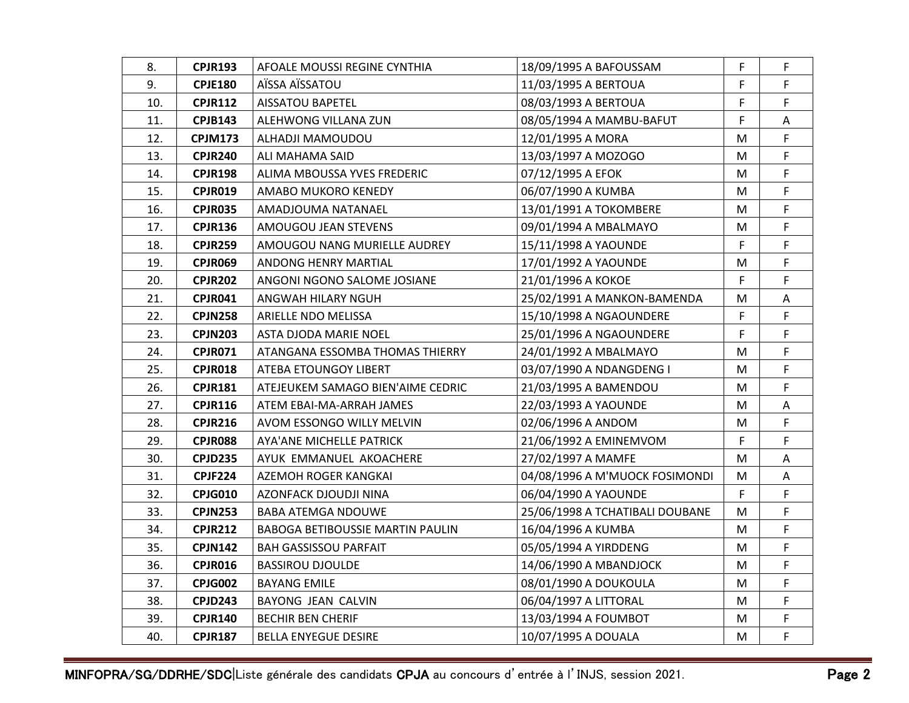| 8. | **CPJR193** | AFOALE MOUSSI REGINE CYNTHIA | 18/09/1995 A BAFOUSSAM | F | F |
|---|---|---|---|---|---|
| 9. | **CPJE180** | AÏSSA AÏSSATOU | 11/03/1995 A BERTOUA | F | F |
| 10. | **CPJR112** | AISSATOU BAPETEL | 08/03/1993 A BERTOUA | F | F |
| 11. | **CPJB143** | ALEHWONG VILLANA ZUN | 08/05/1994 A MAMBU-BAFUT | F | A |
| 12. | **CPJM173** | ALHADJI MAMOUDOU | 12/01/1995 A MORA | M | F |
| 13. | **CPJR240** | ALI MAHAMA SAID | 13/03/1997 A MOZOGO | M | F |
| 14. | **CPJR198** | ALIMA MBOUSSA YVES FREDERIC | 07/12/1995 A EFOK | M | F |
| 15. | **CPJR019** | AMABO MUKORO KENEDY | 06/07/1990 A KUMBA | M | F |
| 16. | **CPJR035** | AMADJOUMA NATANAEL | 13/01/1991 A TOKOMBERE | M | F |
| 17. | **CPJR136** | AMOUGOU JEAN STEVENS | 09/01/1994 A MBALMAYO | M | F |
| 18. | **CPJR259** | AMOUGOU NANG MURIELLE AUDREY | 15/11/1998 A YAOUNDE | F | F |
| 19. | **CPJR069** | ANDONG HENRY MARTIAL | 17/01/1992 A YAOUNDE | M | F |
| 20. | **CPJR202** | ANGONI NGONO SALOME JOSIANE | 21/01/1996 A KOKOE | F | F |
| 21. | **CPJR041** | ANGWAH HILARY NGUH | 25/02/1991 A MANKON-BAMENDA | M | A |
| 22. | **CPJN258** | ARIELLE NDO MELISSA | 15/10/1998 A NGAOUNDERE | F | F |
| 23. | **CPJN203** | ASTA DJODA MARIE NOEL | 25/01/1996 A NGAOUNDERE | F | F |
| 24. | **CPJR071** | ATANGANA ESSOMBA THOMAS THIERRY | 24/01/1992 A MBALMAYO | M | F |
| 25. | **CPJR018** | ATEBA ETOUNGOY LIBERT | 03/07/1990 A NDANGDENG I | M | F |
| 26. | **CPJR181** | ATEJEUKEM SAMAGO BIEN'AIME CEDRIC | 21/03/1995 A BAMENDOU | M | F |
| 27. | **CPJR116** | ATEM EBAI-MA-ARRAH JAMES | 22/03/1993 A YAOUNDE | M | A |
| 28. | **CPJR216** | AVOM ESSONGO WILLY MELVIN | 02/06/1996 A ANDOM | M | F |
| 29. | **CPJR088** | AYA'ANE MICHELLE PATRICK | 21/06/1992 A EMINEMVOM | F | F |
| 30. | **CPJD235** | AYUK EMMANUEL AKOACHERE | 27/02/1997 A MAMFE | M | A |
| 31. | **CPJF224** | AZEMOH ROGER KANGKAI | 04/08/1996 A M'MUOCK FOSIMONDI | M | A |
| 32. | **CPJG010** | AZONFACK DJOUDJI NINA | 06/04/1990 A YAOUNDE | F | F |
| 33. | **CPJN253** | BABA ATEMGA NDOUWE | 25/06/1998 A TCHATIBALI DOUBANE | M | F |
| 34. | **CPJR212** | BABOGA BETIBOUSSIE MARTIN PAULIN | 16/04/1996 A KUMBA | M | F |
| 35. | **CPJN142** | BAH GASSISSOU PARFAIT | 05/05/1994 A YIRDDENG | M | F |
| 36. | **CPJR016** | BASSIROU DJOULDE | 14/06/1990 A MBANDJOCK | M | F |
| 37. | **CPJG002** | BAYANG EMILE | 08/01/1990 A DOUKOULA | M | F |
| 38. | **CPJD243** | BAYONG JEAN CALVIN | 06/04/1997 A LITTORAL | M | F |
| 39. | **CPJR140** | BECHIR BEN CHERIF | 13/03/1994 A FOUMBOT | M | F |
| 40. | **CPJR187** | BELLA ENYEGUE DESIRE | 10/07/1995 A DOUALA | M | F |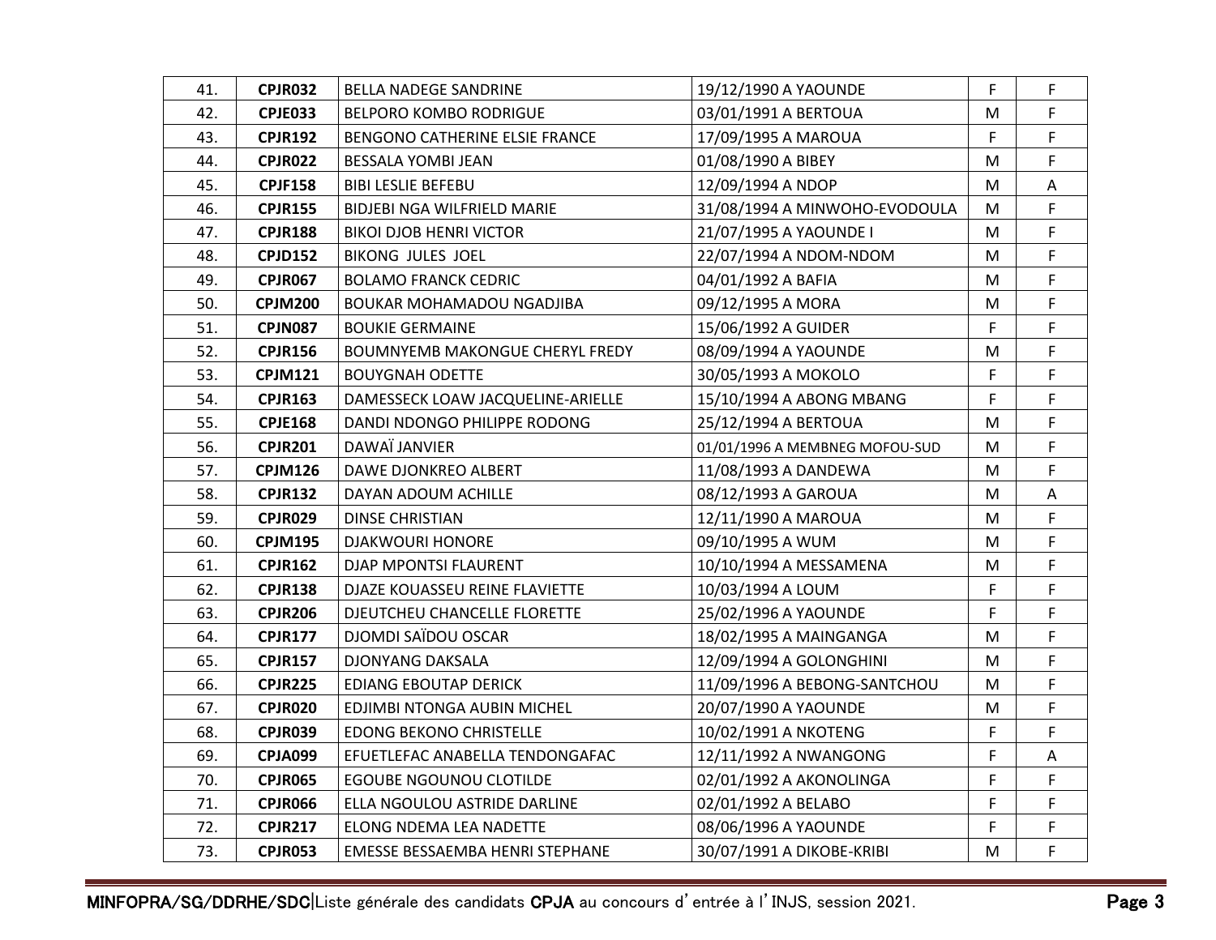| 41. | **CPJR032** | BELLA NADEGE SANDRINE | 19/12/1990 A YAOUNDE | F | F |
|---|---|---|---|---|---|
| 42. | **CPJE033** | BELPORO KOMBO RODRIGUE | 03/01/1991 A BERTOUA | M | F |
| 43. | **CPJR192** | BENGONO CATHERINE ELSIE FRANCE | 17/09/1995 A MAROUA | F | F |
| 44. | **CPJR022** | BESSALA YOMBI JEAN | 01/08/1990 A BIBEY | M | F |
| 45. | **CPJF158** | BIBI LESLIE BEFEBU | 12/09/1994 A NDOP | M | A |
| 46. | **CPJR155** | BIDJEBI NGA WILFRIELD MARIE | 31/08/1994 A MINWOHO-EVODOULA | M | F |
| 47. | **CPJR188** | BIKOI DJOB HENRI VICTOR | 21/07/1995 A YAOUNDE I | M | F |
| 48. | **CPJD152** | BIKONG JULES JOEL | 22/07/1994 A NDOM-NDOM | M | F |
| 49. | **CPJR067** | BOLAMO FRANCK CEDRIC | 04/01/1992 A BAFIA | M | F |
| 50. | **CPJM200** | BOUKAR MOHAMADOU NGADJIBA | 09/12/1995 A MORA | M | F |
| 51. | **CPJN087** | BOUKIE GERMAINE | 15/06/1992 A GUIDER | F | F |
| 52. | **CPJR156** | BOUMNYEMB MAKONGUE CHERYL FREDY | 08/09/1994 A YAOUNDE | M | F |
| 53. | **CPJM121** | BOUYGNAH ODETTE | 30/05/1993 A MOKOLO | F | F |
| 54. | **CPJR163** | DAMESSECK LOAW JACQUELINE-ARIELLE | 15/10/1994 A ABONG MBANG | F | F |
| 55. | **CPJE168** | DANDI NDONGO PHILIPPE RODONG | 25/12/1994 A BERTOUA | M | F |
| 56. | **CPJR201** | DAWAÏ JANVIER | 01/01/1996 A MEMBNEG MOFOU-SUD | M | F |
| 57. | **CPJM126** | DAWE DJONKREO ALBERT | 11/08/1993 A DANDEWA | M | F |
| 58. | **CPJR132** | DAYAN ADOUM ACHILLE | 08/12/1993 A GAROUA | M | A |
| 59. | **CPJR029** | DINSE CHRISTIAN | 12/11/1990 A MAROUA | M | F |
| 60. | **CPJM195** | DJAKWOURI HONORE | 09/10/1995 A WUM | M | F |
| 61. | **CPJR162** | DJAP MPONTSI FLAURENT | 10/10/1994 A MESSAMENA | M | F |
| 62. | **CPJR138** | DJAZE KOUASSEU REINE FLAVIETTE | 10/03/1994 A LOUM | F | F |
| 63. | **CPJR206** | DJEUTCHEU CHANCELLE FLORETTE | 25/02/1996 A YAOUNDE | F | F |
| 64. | **CPJR177** | DJOMDI SAÏDOU OSCAR | 18/02/1995 A MAINGANGA | M | F |
| 65. | **CPJR157** | DJONYANG DAKSALA | 12/09/1994 A GOLONGHINI | M | F |
| 66. | **CPJR225** | EDIANG EBOUTAP DERICK | 11/09/1996 A BEBONG-SANTCHOU | M | F |
| 67. | **CPJR020** | EDJIMBI NTONGA AUBIN MICHEL | 20/07/1990 A YAOUNDE | M | F |
| 68. | **CPJR039** | EDONG BEKONO CHRISTELLE | 10/02/1991 A NKOTENG | F | F |
| 69. | **CPJA099** | EFUETLEFAC ANABELLA TENDONGAFAC | 12/11/1992 A NWANGONG | F | A |
| 70. | **CPJR065** | EGOUBE NGOUNOU CLOTILDE | 02/01/1992 A AKONOLINGA | F | F |
| 71. | **CPJR066** | ELLA NGOULOU ASTRIDE DARLINE | 02/01/1992 A BELABO | F | F |
| 72. | **CPJR217** | ELONG NDEMA LEA NADETTE | 08/06/1996 A YAOUNDE | F | F |
| 73. | **CPJR053** | EMESSE BESSAEMBA HENRI STEPHANE | 30/07/1991 A DIKOBE-KRIBI | M | F |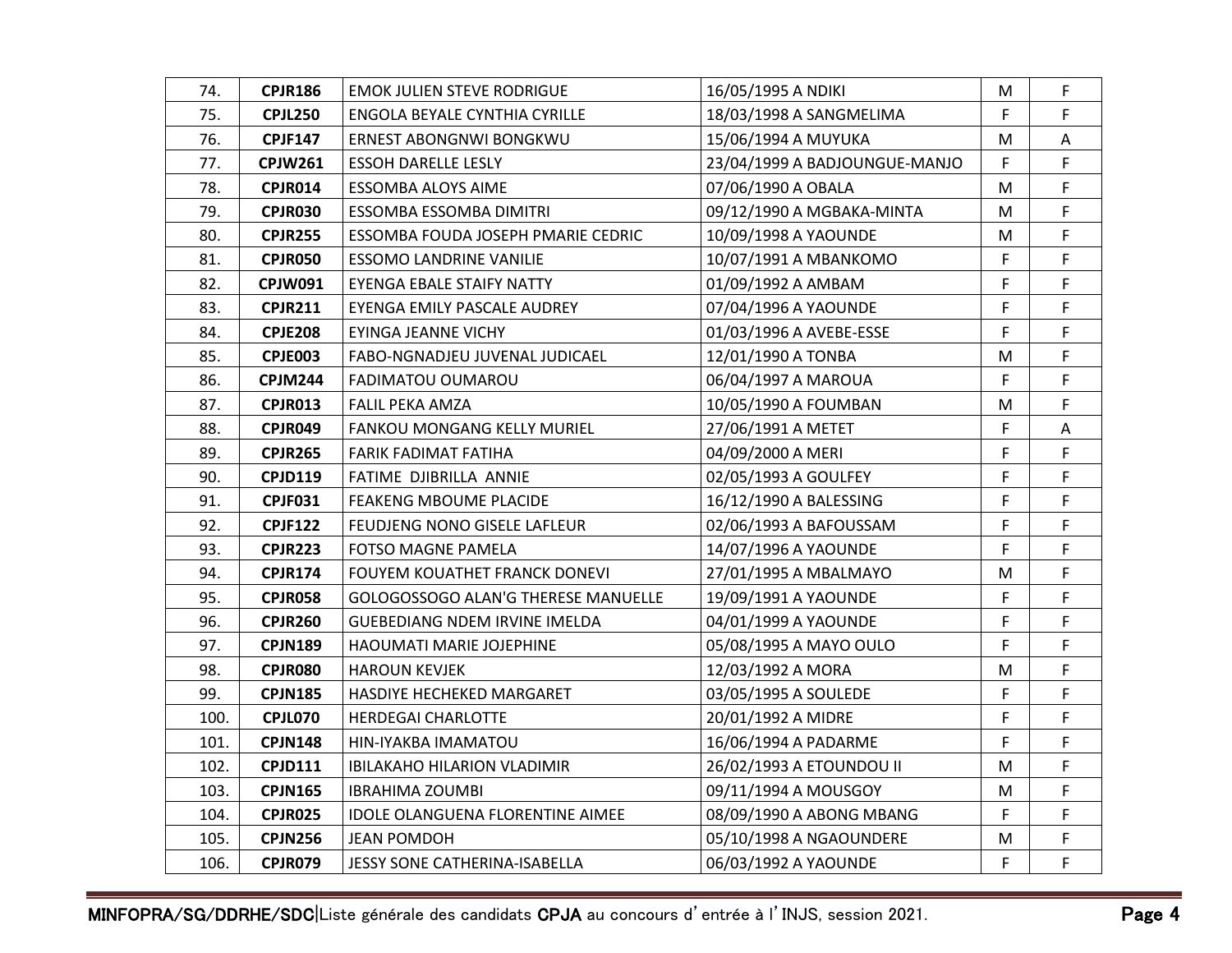| | | | | | |
|---|---|---|---|---|---|
| 74. | **CPJR186** | EMOK JULIEN STEVE RODRIGUE | 16/05/1995 A NDIKI | M | F |
| 75. | **CPJL250** | ENGOLA BEYALE CYNTHIA CYRILLE | 18/03/1998 A SANGMELIMA | F | F |
| 76. | **CPJF147** | ERNEST ABONGNWI BONGKWU | 15/06/1994 A MUYUKA | M | A |
| 77. | **CPJW261** | ESSOH DARELLE LESLY | 23/04/1999 A BADJOUNGUE-MANJO | F | F |
| 78. | **CPJR014** | ESSOMBA ALOYS AIME | 07/06/1990 A OBALA | M | F |
| 79. | **CPJR030** | ESSOMBA ESSOMBA DIMITRI | 09/12/1990 A MGBAKA-MINTA | M | F |
| 80. | **CPJR255** | ESSOMBA FOUDA JOSEPH PMARIE CEDRIC | 10/09/1998 A YAOUNDE | M | F |
| 81. | **CPJR050** | ESSOMO LANDRINE VANILIE | 10/07/1991 A MBANKOMO | F | F |
| 82. | **CPJW091** | EYENGA EBALE STAIFY NATTY | 01/09/1992 A AMBAM | F | F |
| 83. | **CPJR211** | EYENGA EMILY PASCALE AUDREY | 07/04/1996 A YAOUNDE | F | F |
| 84. | **CPJE208** | EYINGA JEANNE VICHY | 01/03/1996 A AVEBE-ESSE | F | F |
| 85. | **CPJE003** | FABO-NGNADJEU JUVENAL JUDICAEL | 12/01/1990 A TONBA | M | F |
| 86. | **CPJM244** | FADIMATOU OUMAROU | 06/04/1997 A MAROUA | F | F |
| 87. | **CPJR013** | FALIL PEKA AMZA | 10/05/1990 A FOUMBAN | M | F |
| 88. | **CPJR049** | FANKOU MONGANG KELLY MURIEL | 27/06/1991 A METET | F | A |
| 89. | **CPJR265** | FARIK FADIMAT FATIHA | 04/09/2000 A MERI | F | F |
| 90. | **CPJD119** | FATIME DJIBRILLA ANNIE | 02/05/1993 A GOULFEY | F | F |
| 91. | **CPJF031** | FEAKENG MBOUME PLACIDE | 16/12/1990 A BALESSING | F | F |
| 92. | **CPJF122** | FEUDJENG NONO GISELE LAFLEUR | 02/06/1993 A BAFOUSSAM | F | F |
| 93. | **CPJR223** | FOTSO MAGNE PAMELA | 14/07/1996 A YAOUNDE | F | F |
| 94. | **CPJR174** | FOUYEM KOUATHET FRANCK DONEVI | 27/01/1995 A MBALMAYO | M | F |
| 95. | **CPJR058** | GOLOGOSSOGO ALAN'G THERESE MANUELLE | 19/09/1991 A YAOUNDE | F | F |
| 96. | **CPJR260** | GUEBEDIANG NDEM IRVINE IMELDA | 04/01/1999 A YAOUNDE | F | F |
| 97. | **CPJN189** | HAOUMATI MARIE JOJEPHINE | 05/08/1995 A MAYO OULO | F | F |
| 98. | **CPJR080** | HAROUN KEVJEK | 12/03/1992 A MORA | M | F |
| 99. | **CPJN185** | HASDIYE HECHEKED MARGARET | 03/05/1995 A SOULEDE | F | F |
| 100. | **CPJL070** | HERDEGAI CHARLOTTE | 20/01/1992 A MIDRE | F | F |
| 101. | **CPJN148** | HIN-IYAKBA IMAMATOU | 16/06/1994 A PADARME | F | F |
| 102. | **CPJD111** | IBILAKAHO HILARION VLADIMIR | 26/02/1993 A ETOUNDOU II | M | F |
| 103. | **CPJN165** | IBRAHIMA ZOUMBI | 09/11/1994 A MOUSGOY | M | F |
| 104. | **CPJR025** | IDOLE OLANGUENA FLORENTINE AIMEE | 08/09/1990 A ABONG MBANG | F | F |
| 105. | **CPJN256** | JEAN POMDOH | 05/10/1998 A NGAOUNDERE | M | F |
| 106. | **CPJR079** | JESSY SONE CATHERINA-ISABELLA | 06/03/1992 A YAOUNDE | F | F |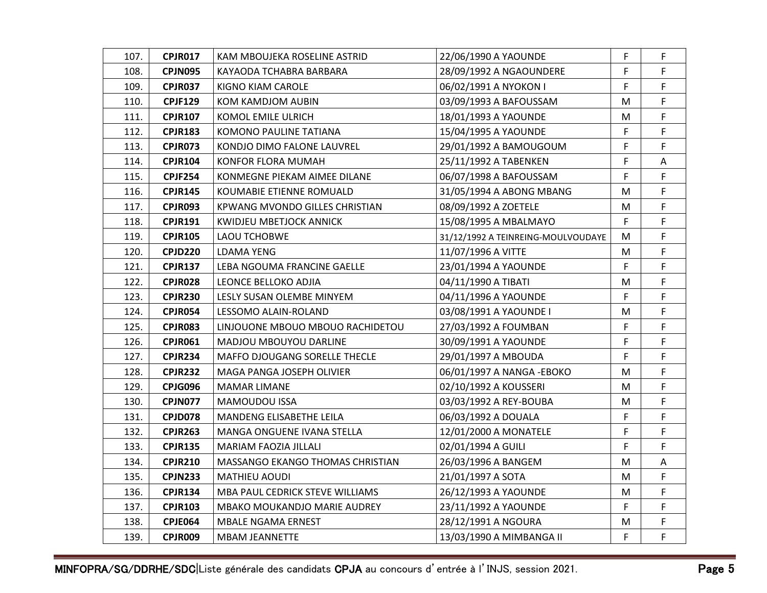| 107. | **CPJR017** | KAM MBOUJEKA ROSELINE ASTRID | 22/06/1990 A YAOUNDE | F | F |
|---|---|---|---|---|---|
| 108. | **CPJN095** | KAYAODA TCHABRA BARBARA | 28/09/1992 A NGAOUNDERE | F | F |
| 109. | **CPJR037** | KIGNO KIAM CAROLE | 06/02/1991 A NYOKON I | F | F |
| 110. | **CPJF129** | KOM KAMDJOM AUBIN | 03/09/1993 A BAFOUSSAM | M | F |
| 111. | **CPJR107** | KOMOL EMILE ULRICH | 18/01/1993 A YAOUNDE | M | F |
| 112. | **CPJR183** | KOMONO PAULINE TATIANA | 15/04/1995 A YAOUNDE | F | F |
| 113. | **CPJR073** | KONDJO DIMO FALONE LAUVREL | 29/01/1992 A BAMOUGOUM | F | F |
| 114. | **CPJR104** | KONFOR FLORA MUMAH | 25/11/1992 A TABENKEN | F | A |
| 115. | **CPJF254** | KONMEGNE PIEKAM AIMEE DILANE | 06/07/1998 A BAFOUSSAM | F | F |
| 116. | **CPJR145** | KOUMABIE ETIENNE ROMUALD | 31/05/1994 A ABONG MBANG | M | F |
| 117. | **CPJR093** | KPWANG MVONDO GILLES CHRISTIAN | 08/09/1992 A ZOETELE | M | F |
| 118. | **CPJR191** | KWIDJEU MBETJOCK ANNICK | 15/08/1995 A MBALMAYO | F | F |
| 119. | **CPJR105** | LAOU TCHOBWE | 31/12/1992 A TEINREING-MOULVOUDAYE | M | F |
| 120. | **CPJD220** | LDAMA YENG | 11/07/1996 A VITTE | M | F |
| 121. | **CPJR137** | LEBA NGOUMA FRANCINE GAELLE | 23/01/1994 A YAOUNDE | F | F |
| 122. | **CPJR028** | LEONCE BELLOKO ADJIA | 04/11/1990 A TIBATI | M | F |
| 123. | **CPJR230** | LESLY SUSAN OLEMBE MINYEM | 04/11/1996 A YAOUNDE | F | F |
| 124. | **CPJR054** | LESSOMO ALAIN-ROLAND | 03/08/1991 A YAOUNDE I | M | F |
| 125. | **CPJR083** | LINJOUONE MBOUO MBOUO RACHIDETOU | 27/03/1992 A FOUMBAN | F | F |
| 126. | **CPJR061** | MADJOU MBOUYOU DARLINE | 30/09/1991 A YAOUNDE | F | F |
| 127. | **CPJR234** | MAFFO DJOUGANG SORELLE THECLE | 29/01/1997 A MBOUDA | F | F |
| 128. | **CPJR232** | MAGA PANGA JOSEPH OLIVIER | 06/01/1997 A NANGA -EBOKO | M | F |
| 129. | **CPJG096** | MAMAR LIMANE | 02/10/1992 A KOUSSERI | M | F |
| 130. | **CPJN077** | MAMOUDOU ISSA | 03/03/1992 A REY-BOUBA | M | F |
| 131. | **CPJD078** | MANDENG ELISABETHE LEILA | 06/03/1992 A DOUALA | F | F |
| 132. | **CPJR263** | MANGA ONGUENE IVANA STELLA | 12/01/2000 A MONATELE | F | F |
| 133. | **CPJR135** | MARIAM FAOZIA JILLALI | 02/01/1994 A GUILI | F | F |
| 134. | **CPJR210** | MASSANGO EKANGO THOMAS CHRISTIAN | 26/03/1996 A BANGEM | M | A |
| 135. | **CPJN233** | MATHIEU AOUDI | 21/01/1997 A SOTA | M | F |
| 136. | **CPJR134** | MBA PAUL CEDRICK STEVE WILLIAMS | 26/12/1993 A YAOUNDE | M | F |
| 137. | **CPJR103** | MBAKO MOUKANDJO MARIE AUDREY | 23/11/1992 A YAOUNDE | F | F |
| 138. | **CPJE064** | MBALE NGAMA ERNEST | 28/12/1991 A NGOURA | M | F |
| 139. | **CPJR009** | MBAM JEANNETTE | 13/03/1990 A MIMBANGA II | F | F |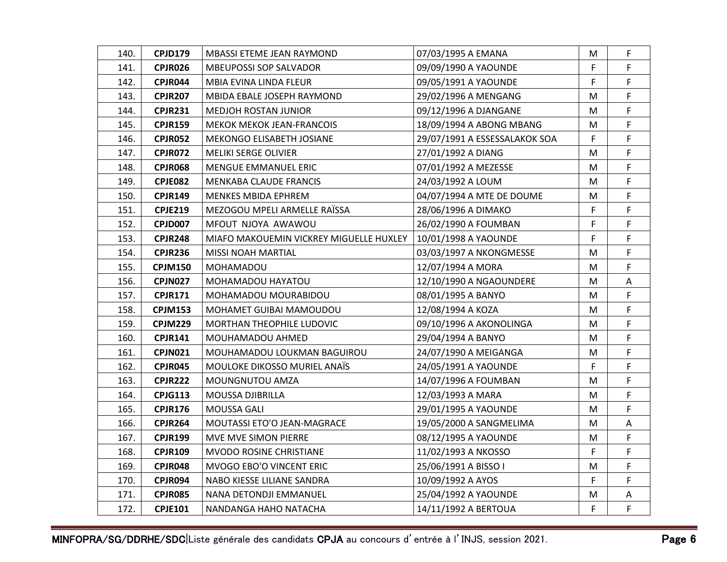| | | | | | |
|---|---|---|---|---|---|
| 140. | **CPJD179** | MBASSI ETEME JEAN RAYMOND | 07/03/1995 A EMANA | M | F |
| 141. | **CPJR026** | MBEUPOSSI SOP SALVADOR | 09/09/1990 A YAOUNDE | F | F |
| 142. | **CPJR044** | MBIA EVINA LINDA FLEUR | 09/05/1991 A YAOUNDE | F | F |
| 143. | **CPJR207** | MBIDA EBALE JOSEPH RAYMOND | 29/02/1996 A MENGANG | M | F |
| 144. | **CPJR231** | MEDJOH ROSTAN JUNIOR | 09/12/1996 A DJANGANE | M | F |
| 145. | **CPJR159** | MEKOK MEKOK JEAN-FRANCOIS | 18/09/1994 A ABONG MBANG | M | F |
| 146. | **CPJR052** | MEKONGO ELISABETH JOSIANE | 29/07/1991 A ESSESSALAKOK SOA | F | F |
| 147. | **CPJR072** | MELIKI SERGE OLIVIER | 27/01/1992 A DIANG | M | F |
| 148. | **CPJR068** | MENGUE EMMANUEL ERIC | 07/01/1992 A MEZESSE | M | F |
| 149. | **CPJE082** | MENKABA CLAUDE FRANCIS | 24/03/1992 A LOUM | M | F |
| 150. | **CPJR149** | MENKES MBIDA EPHREM | 04/07/1994 A MTE DE DOUME | M | F |
| 151. | **CPJE219** | MEZOGOU MPELI ARMELLE RAÏSSA | 28/06/1996 A DIMAKO | F | F |
| 152. | **CPJD007** | MFOUT NJOYA AWAWOU | 26/02/1990 A FOUMBAN | F | F |
| 153. | **CPJR248** | MIAFO MAKOUEMIN VICKREY MIGUELLE HUXLEY | 10/01/1998 A YAOUNDE | F | F |
| 154. | **CPJR236** | MISSI NOAH MARTIAL | 03/03/1997 A NKONGMESSE | M | F |
| 155. | **CPJM150** | MOHAMADOU | 12/07/1994 A MORA | M | F |
| 156. | **CPJN027** | MOHAMADOU HAYATOU | 12/10/1990 A NGAOUNDERE | M | A |
| 157. | **CPJR171** | MOHAMADOU MOURABIDOU | 08/01/1995 A BANYO | M | F |
| 158. | **CPJM153** | MOHAMET GUIBAI MAMOUDOU | 12/08/1994 A KOZA | M | F |
| 159. | **CPJM229** | MORTHAN THEOPHILE LUDOVIC | 09/10/1996 A AKONOLINGA | M | F |
| 160. | **CPJR141** | MOUHAMADOU AHMED | 29/04/1994 A BANYO | M | F |
| 161. | **CPJN021** | MOUHAMADOU LOUKMAN BAGUIROU | 24/07/1990 A MEIGANGA | M | F |
| 162. | **CPJR045** | MOULOKE DIKOSSO MURIEL ANAÏS | 24/05/1991 A YAOUNDE | F | F |
| 163. | **CPJR222** | MOUNGNUTOU AMZA | 14/07/1996 A FOUMBAN | M | F |
| 164. | **CPJG113** | MOUSSA DJIBRILLA | 12/03/1993 A MARA | M | F |
| 165. | **CPJR176** | MOUSSA GALI | 29/01/1995 A YAOUNDE | M | F |
| 166. | **CPJR264** | MOUTASSI ETO'O JEAN-MAGRACE | 19/05/2000 A SANGMELIMA | M | A |
| 167. | **CPJR199** | MVE MVE SIMON PIERRE | 08/12/1995 A YAOUNDE | M | F |
| 168. | **CPJR109** | MVODO ROSINE CHRISTIANE | 11/02/1993 A NKOSSO | F | F |
| 169. | **CPJR048** | MVOGO EBO'O VINCENT ERIC | 25/06/1991 A BISSO I | M | F |
| 170. | **CPJR094** | NABO KIESSE LILIANE SANDRA | 10/09/1992 A AYOS | F | F |
| 171. | **CPJR085** | NANA DETONDJI EMMANUEL | 25/04/1992 A YAOUNDE | M | A |
| 172. | **CPJE101** | NANDANGA HAHO NATACHA | 14/11/1992 A BERTOUA | F | F |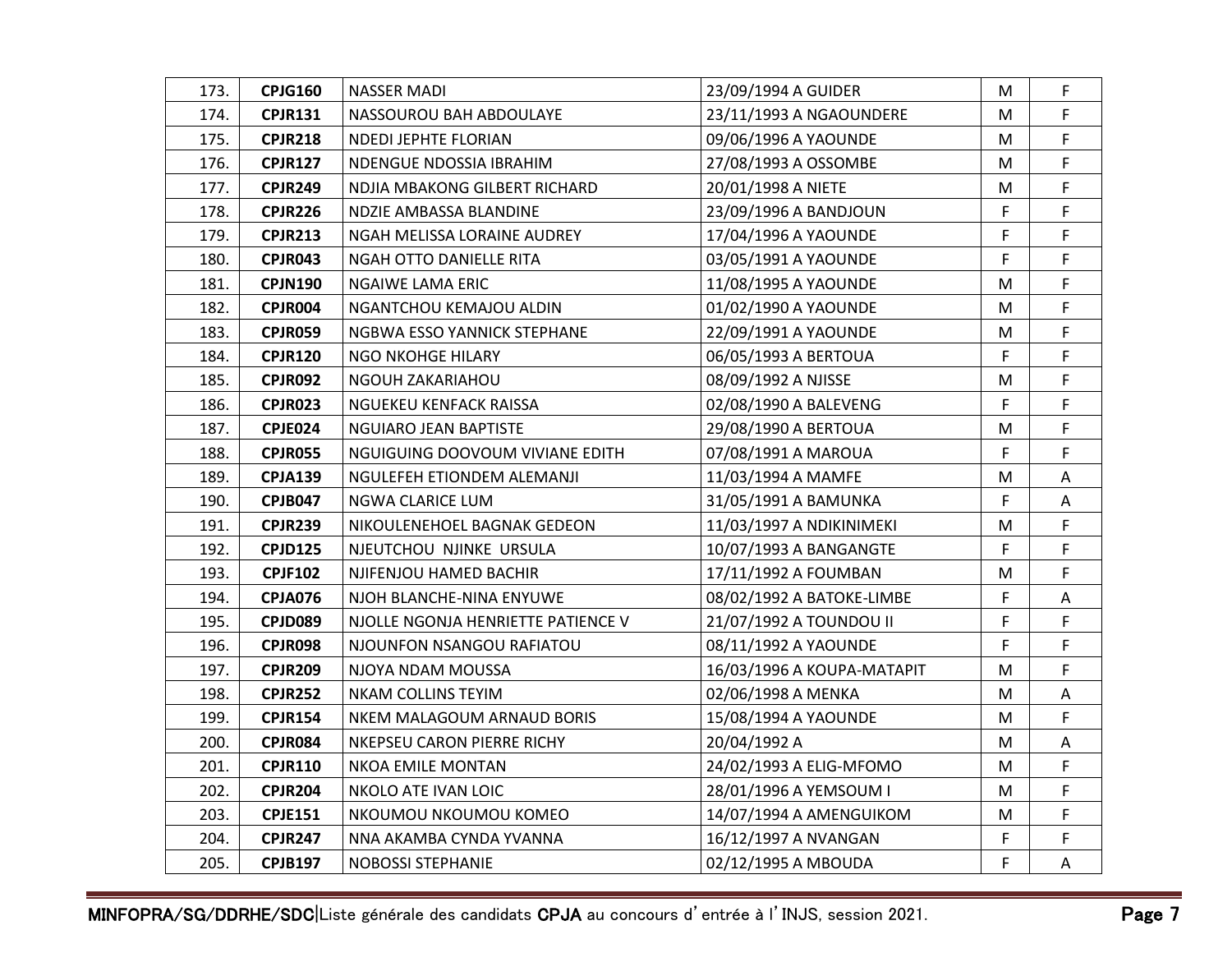| | | | | | |
|---|---|---|---|---|---|
| 173. | **CPJG160** | NASSER MADI | 23/09/1994 A GUIDER | M | F |
| 174. | **CPJR131** | NASSOUROU BAH ABDOULAYE | 23/11/1993 A NGAOUNDERE | M | F |
| 175. | **CPJR218** | NDEDI JEPHTE FLORIAN | 09/06/1996 A YAOUNDE | M | F |
| 176. | **CPJR127** | NDENGUE NDOSSIA IBRAHIM | 27/08/1993 A OSSOMBE | M | F |
| 177. | **CPJR249** | NDJIA MBAKONG GILBERT RICHARD | 20/01/1998 A NIETE | M | F |
| 178. | **CPJR226** | NDZIE AMBASSA BLANDINE | 23/09/1996 A BANDJOUN | F | F |
| 179. | **CPJR213** | NGAH MELISSA LORAINE AUDREY | 17/04/1996 A YAOUNDE | F | F |
| 180. | **CPJR043** | NGAH OTTO DANIELLE RITA | 03/05/1991 A YAOUNDE | F | F |
| 181. | **CPJN190** | NGAIWE LAMA ERIC | 11/08/1995 A YAOUNDE | M | F |
| 182. | **CPJR004** | NGANTCHOU KEMAJOU ALDIN | 01/02/1990 A YAOUNDE | M | F |
| 183. | **CPJR059** | NGBWA ESSO YANNICK STEPHANE | 22/09/1991 A YAOUNDE | M | F |
| 184. | **CPJR120** | NGO NKOHGE HILARY | 06/05/1993 A BERTOUA | F | F |
| 185. | **CPJR092** | NGOUH ZAKARIAHOU | 08/09/1992 A NJISSE | M | F |
| 186. | **CPJR023** | NGUEKEU KENFACK RAISSA | 02/08/1990 A BALEVENG | F | F |
| 187. | **CPJE024** | NGUIARO JEAN BAPTISTE | 29/08/1990 A BERTOUA | M | F |
| 188. | **CPJR055** | NGUIGUING DOOVOUM VIVIANE EDITH | 07/08/1991 A MAROUA | F | F |
| 189. | **CPJA139** | NGULEFEH ETIONDEM ALEMANJI | 11/03/1994 A MAMFE | M | A |
| 190. | **CPJB047** | NGWA CLARICE LUM | 31/05/1991 A BAMUNKA | F | A |
| 191. | **CPJR239** | NIKOULENEHOEL BAGNAK GEDEON | 11/03/1997 A NDIKINIMEKI | M | F |
| 192. | **CPJD125** | NJEUTCHOU NJINKE URSULA | 10/07/1993 A BANGANGTE | F | F |
| 193. | **CPJF102** | NJIFENJOU HAMED BACHIR | 17/11/1992 A FOUMBAN | M | F |
| 194. | **CPJA076** | NJOH BLANCHE-NINA ENYUWE | 08/02/1992 A BATOKE-LIMBE | F | A |
| 195. | **CPJD089** | NJOLLE NGONJA HENRIETTE PATIENCE V | 21/07/1992 A TOUNDOU II | F | F |
| 196. | **CPJR098** | NJOUNFON NSANGOU RAFIATOU | 08/11/1992 A YAOUNDE | F | F |
| 197. | **CPJR209** | NJOYA NDAM MOUSSA | 16/03/1996 A KOUPA-MATAPIT | M | F |
| 198. | **CPJR252** | NKAM COLLINS TEYIM | 02/06/1998 A MENKA | M | A |
| 199. | **CPJR154** | NKEM MALAGOUM ARNAUD BORIS | 15/08/1994 A YAOUNDE | M | F |
| 200. | **CPJR084** | NKEPSEU CARON PIERRE RICHY | 20/04/1992 A | M | A |
| 201. | **CPJR110** | NKOA EMILE MONTAN | 24/02/1993 A ELIG-MFOMO | M | F |
| 202. | **CPJR204** | NKOLO ATE IVAN LOIC | 28/01/1996 A YEMSOUM I | M | F |
| 203. | **CPJE151** | NKOUMOU NKOUMOU KOMEO | 14/07/1994 A AMENGUIKOM | M | F |
| 204. | **CPJR247** | NNA AKAMBA CYNDA YVANNA | 16/12/1997 A NVANGAN | F | F |
| 205. | **CPJB197** | NOBOSSI STEPHANIE | 02/12/1995 A MBOUDA | F | A |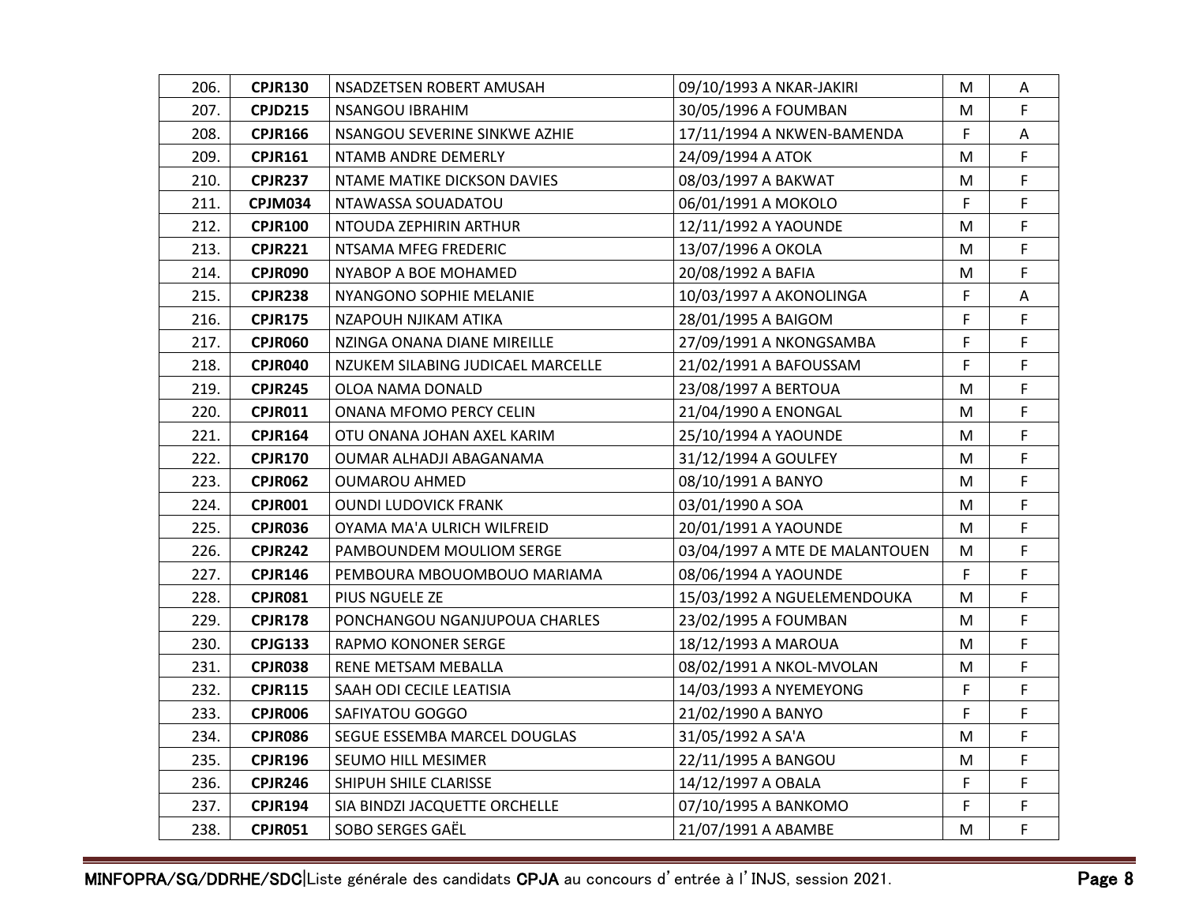| | | | | | |
|---|---|---|---|---|---|
| 206. | **CPJR130** | NSADZETSEN ROBERT AMUSAH | 09/10/1993 A NKAR-JAKIRI | M | A |
| 207. | **CPJD215** | NSANGOU IBRAHIM | 30/05/1996 A FOUMBAN | M | F |
| 208. | **CPJR166** | NSANGOU SEVERINE SINKWE AZHIE | 17/11/1994 A NKWEN-BAMENDA | F | A |
| 209. | **CPJR161** | NTAMB ANDRE DEMERLY | 24/09/1994 A ATOK | M | F |
| 210. | **CPJR237** | NTAME MATIKE DICKSON DAVIES | 08/03/1997 A BAKWAT | M | F |
| 211. | **CPJM034** | NTAWASSA SOUADATOU | 06/01/1991 A MOKOLO | F | F |
| 212. | **CPJR100** | NTOUDA ZEPHIRIN ARTHUR | 12/11/1992 A YAOUNDE | M | F |
| 213. | **CPJR221** | NTSAMA MFEG FREDERIC | 13/07/1996 A OKOLA | M | F |
| 214. | **CPJR090** | NYABOP A BOE MOHAMED | 20/08/1992 A BAFIA | M | F |
| 215. | **CPJR238** | NYANGONO SOPHIE MELANIE | 10/03/1997 A AKONOLINGA | F | A |
| 216. | **CPJR175** | NZAPOUH NJIKAM ATIKA | 28/01/1995 A BAIGOM | F | F |
| 217. | **CPJR060** | NZINGA ONANA DIANE MIREILLE | 27/09/1991 A NKONGSAMBA | F | F |
| 218. | **CPJR040** | NZUKEM SILABING JUDICAEL MARCELLE | 21/02/1991 A BAFOUSSAM | F | F |
| 219. | **CPJR245** | OLOA NAMA DONALD | 23/08/1997 A BERTOUA | M | F |
| 220. | **CPJR011** | ONANA MFOMO PERCY CELIN | 21/04/1990 A ENONGAL | M | F |
| 221. | **CPJR164** | OTU ONANA JOHAN AXEL KARIM | 25/10/1994 A YAOUNDE | M | F |
| 222. | **CPJR170** | OUMAR ALHADJI ABAGANAMA | 31/12/1994 A GOULFEY | M | F |
| 223. | **CPJR062** | OUMAROU AHMED | 08/10/1991 A BANYO | M | F |
| 224. | **CPJR001** | OUNDI LUDOVICK FRANK | 03/01/1990 A SOA | M | F |
| 225. | **CPJR036** | OYAMA MA'A ULRICH WILFREID | 20/01/1991 A YAOUNDE | M | F |
| 226. | **CPJR242** | PAMBOUNDEM MOULIOM SERGE | 03/04/1997 A MTE DE MALANTOUEN | M | F |
| 227. | **CPJR146** | PEMBOURA MBOUOMBOUO MARIAMA | 08/06/1994 A YAOUNDE | F | F |
| 228. | **CPJR081** | PIUS NGUELE ZE | 15/03/1992 A NGUELEMENDOUKA | M | F |
| 229. | **CPJR178** | PONCHANGOU NGANJUPOUA CHARLES | 23/02/1995 A FOUMBAN | M | F |
| 230. | **CPJG133** | RAPMO KONONER SERGE | 18/12/1993 A MAROUA | M | F |
| 231. | **CPJR038** | RENE METSAM MEBALLA | 08/02/1991 A NKOL-MVOLAN | M | F |
| 232. | **CPJR115** | SAAH ODI CECILE LEATISIA | 14/03/1993 A NYEMEYONG | F | F |
| 233. | **CPJR006** | SAFIYATOU GOGGO | 21/02/1990 A BANYO | F | F |
| 234. | **CPJR086** | SEGUE ESSEMBA MARCEL DOUGLAS | 31/05/1992 A SA'A | M | F |
| 235. | **CPJR196** | SEUMO HILL MESIMER | 22/11/1995 A BANGOU | M | F |
| 236. | **CPJR246** | SHIPUH SHILE CLARISSE | 14/12/1997 A OBALA | F | F |
| 237. | **CPJR194** | SIA BINDZI JACQUETTE ORCHELLE | 07/10/1995 A BANKOMO | F | F |
| 238. | **CPJR051** | SOBO SERGES GAËL | 21/07/1991 A ABAMBE | M | F |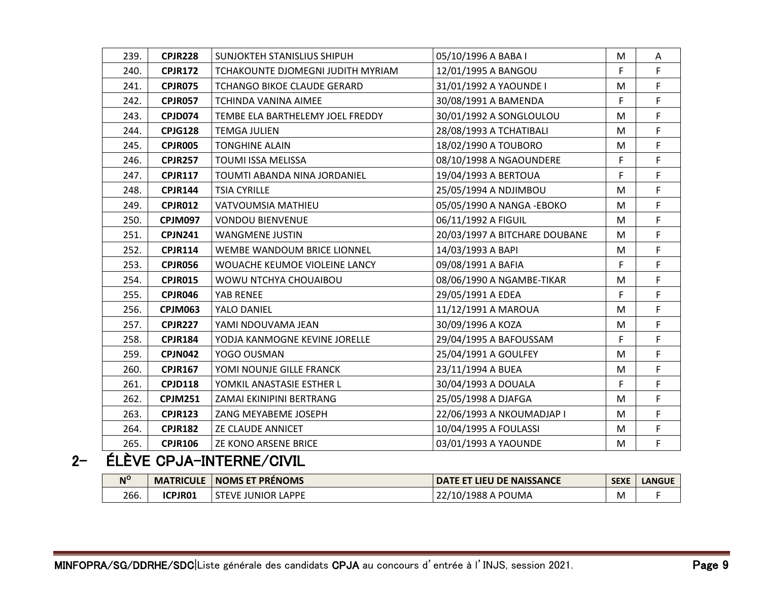| | | | | | |
|---|---|---|---|---|---|
| 239. | **CPJR228** | SUNJOKTEH STANISLIUS SHIPUH | 05/10/1996 A BABA I | M | A |
| 240. | **CPJR172** | TCHAKOUNTE DJOMEGNI JUDITH MYRIAM | 12/01/1995 A BANGOU | F | F |
| 241. | **CPJR075** | TCHANGO BIKOE CLAUDE GERARD | 31/01/1992 A YAOUNDE I | M | F |
| 242. | **CPJR057** | TCHINDA VANINA AIMEE | 30/08/1991 A BAMENDA | F | F |
| 243. | **CPJD074** | TEMBE ELA BARTHELEMY JOEL FREDDY | 30/01/1992 A SONGLOULOU | M | F |
| 244. | **CPJG128** | TEMGA JULIEN | 28/08/1993 A TCHATIBALI | M | F |
| 245. | **CPJR005** | TONGHINE ALAIN | 18/02/1990 A TOUBORO | M | F |
| 246. | **CPJR257** | TOUMI ISSA MELISSA | 08/10/1998 A NGAOUNDERE | F | F |
| 247. | **CPJR117** | TOUMTI ABANDA NINA JORDANIEL | 19/04/1993 A BERTOUA | F | F |
| 248. | **CPJR144** | TSIA CYRILLE | 25/05/1994 A NDJIMBOU | M | F |
| 249. | **CPJR012** | VATVOUMSIA MATHIEU | 05/05/1990 A NANGA -EBOKO | M | F |
| 250. | **CPJM097** | VONDOU BIENVENUE | 06/11/1992 A FIGUIL | M | F |
| 251. | **CPJN241** | WANGMENE JUSTIN | 20/03/1997 A BITCHARE DOUBANE | M | F |
| 252. | **CPJR114** | WEMBE WANDOUM BRICE LIONNEL | 14/03/1993 A BAPI | M | F |
| 253. | **CPJR056** | WOUACHE KEUMOE VIOLEINE LANCY | 09/08/1991 A BAFIA | F | F |
| 254. | **CPJR015** | WOWU NTCHYA CHOUAIBOU | 08/06/1990 A NGAMBE-TIKAR | M | F |
| 255. | **CPJR046** | YAB RENEE | 29/05/1991 A EDEA | F | F |
| 256. | **CPJM063** | YALO DANIEL | 11/12/1991 A MAROUA | M | F |
| 257. | **CPJR227** | YAMI NDOUVAMA JEAN | 30/09/1996 A KOZA | M | F |
| 258. | **CPJR184** | YODJA KANMOGNE KEVINE JORELLE | 29/04/1995 A BAFOUSSAM | F | F |
| 259. | **CPJN042** | YOGO OUSMAN | 25/04/1991 A GOULFEY | M | F |
| 260. | **CPJR167** | YOMI NOUNJE GILLE FRANCK | 23/11/1994 A BUEA | M | F |
| 261. | **CPJD118** | YOMKIL ANASTASIE ESTHER L | 30/04/1993 A DOUALA | F | F |
| 262. | **CPJM251** | ZAMAI EKINIPINI BERTRANG | 25/05/1998 A DJAFGA | M | F |
| 263. | **CPJR123** | ZANG MEYABEME JOSEPH | 22/06/1993 A NKOUMADJAP I | M | F |
| 264. | **CPJR182** | ZE CLAUDE ANNICET | 10/04/1995 A FOULASSI | M | F |
| 265. | **CPJR106** | ZE KONO ARSENE BRICE | 03/01/1993 A YAOUNDE | M | F |

## 2- ÉLÈVE CPJA-INTERNE/CIVIL

| N° | MATRICULE | NOMS ET PRÉNOMS | DATE ET LIEU DE NAISSANCE | SEXE | LANGUE |
|---|---|---|---|---|---|
| 266. | **ICPJR01** | STEVE JUNIOR LAPPE | 22/10/1988 A POUMA | M | F |